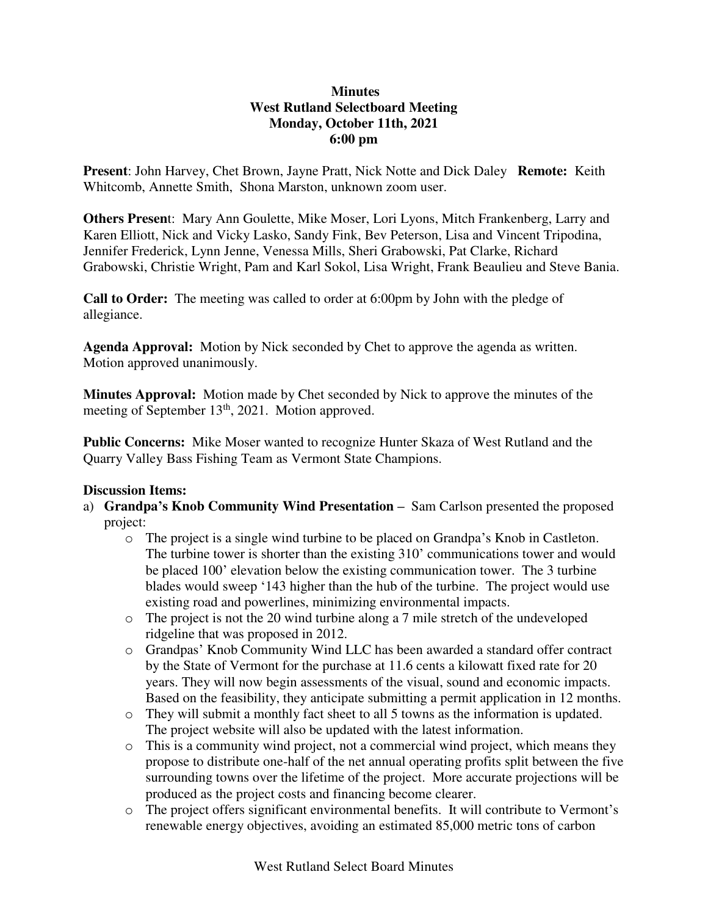# Minutes
## West Rutland Selectboard Meeting
### Monday, October 11th, 2021
### 6:00 pm

**Present**: John Harvey, Chet Brown, Jayne Pratt, Nick Notte and Dick Daley **Remote:** Keith Whitcomb, Annette Smith, Shona Marston, unknown zoom user.

**Others Present**: Mary Ann Goulette, Mike Moser, Lori Lyons, Mitch Frankenberg, Larry and Karen Elliott, Nick and Vicky Lasko, Sandy Fink, Bev Peterson, Lisa and Vincent Tripodina, Jennifer Frederick, Lynn Jenne, Venessa Mills, Sheri Grabowski, Pat Clarke, Richard Grabowski, Christie Wright, Pam and Karl Sokol, Lisa Wright, Frank Beaulieu and Steve Bania.

**Call to Order:** The meeting was called to order at 6:00pm by John with the pledge of allegiance.

**Agenda Approval:** Motion by Nick seconded by Chet to approve the agenda as written. Motion approved unanimously.

**Minutes Approval:** Motion made by Chet seconded by Nick to approve the minutes of the meeting of September 13th, 2021. Motion approved.

**Public Concerns:** Mike Moser wanted to recognize Hunter Skaza of West Rutland and the Quarry Valley Bass Fishing Team as Vermont State Champions.

**Discussion Items:**

a) **Grandpa's Knob Community Wind Presentation** – Sam Carlson presented the proposed project:
   - The project is a single wind turbine to be placed on Grandpa's Knob in Castleton. The turbine tower is shorter than the existing 310' communications tower and would be placed 100' elevation below the existing communication tower. The 3 turbine blades would sweep '143 higher than the hub of the turbine. The project would use existing road and powerlines, minimizing environmental impacts.
   - The project is not the 20 wind turbine along a 7 mile stretch of the undeveloped ridgeline that was proposed in 2012.
   - Grandpas' Knob Community Wind LLC has been awarded a standard offer contract by the State of Vermont for the purchase at 11.6 cents a kilowatt fixed rate for 20 years. They will now begin assessments of the visual, sound and economic impacts. Based on the feasibility, they anticipate submitting a permit application in 12 months.
   - They will submit a monthly fact sheet to all 5 towns as the information is updated. The project website will also be updated with the latest information.
   - This is a community wind project, not a commercial wind project, which means they propose to distribute one-half of the net annual operating profits split between the five surrounding towns over the lifetime of the project. More accurate projections will be produced as the project costs and financing become clearer.
   - The project offers significant environmental benefits. It will contribute to Vermont's renewable energy objectives, avoiding an estimated 85,000 metric tons of carbon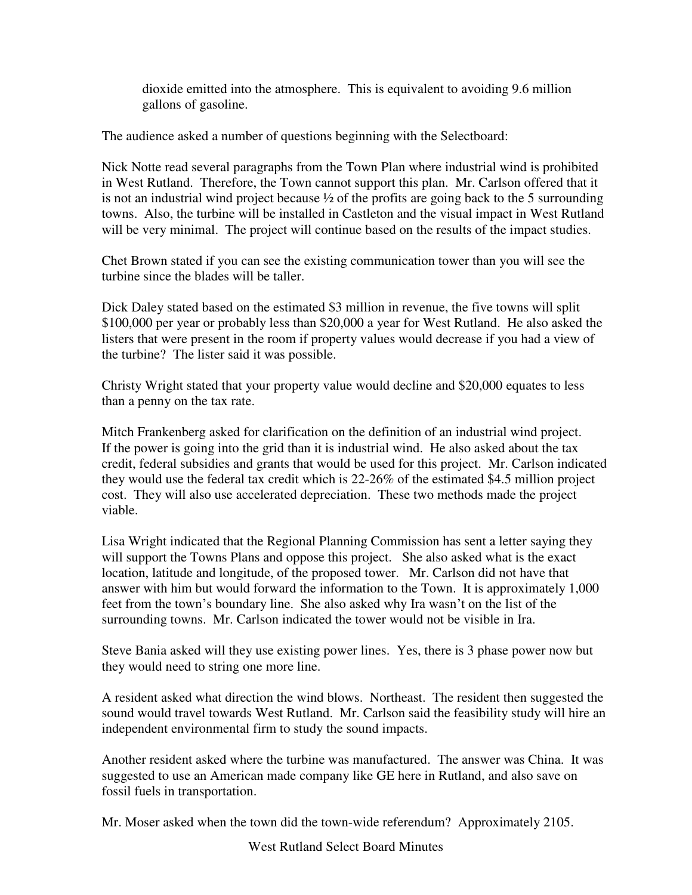dioxide emitted into the atmosphere. This is equivalent to avoiding 9.6 million gallons of gasoline.

The audience asked a number of questions beginning with the Selectboard:

Nick Notte read several paragraphs from the Town Plan where industrial wind is prohibited in West Rutland. Therefore, the Town cannot support this plan. Mr. Carlson offered that it is not an industrial wind project because ½ of the profits are going back to the 5 surrounding towns. Also, the turbine will be installed in Castleton and the visual impact in West Rutland will be very minimal. The project will continue based on the results of the impact studies.

Chet Brown stated if you can see the existing communication tower than you will see the turbine since the blades will be taller.

Dick Daley stated based on the estimated $3 million in revenue, the five towns will split $100,000 per year or probably less than $20,000 a year for West Rutland. He also asked the listers that were present in the room if property values would decrease if you had a view of the turbine? The lister said it was possible.

Christy Wright stated that your property value would decline and $20,000 equates to less than a penny on the tax rate.

Mitch Frankenberg asked for clarification on the definition of an industrial wind project. If the power is going into the grid than it is industrial wind. He also asked about the tax credit, federal subsidies and grants that would be used for this project. Mr. Carlson indicated they would use the federal tax credit which is 22-26% of the estimated $4.5 million project cost. They will also use accelerated depreciation. These two methods made the project viable.

Lisa Wright indicated that the Regional Planning Commission has sent a letter saying they will support the Towns Plans and oppose this project. She also asked what is the exact location, latitude and longitude, of the proposed tower. Mr. Carlson did not have that answer with him but would forward the information to the Town. It is approximately 1,000 feet from the town's boundary line. She also asked why Ira wasn't on the list of the surrounding towns. Mr. Carlson indicated the tower would not be visible in Ira.

Steve Bania asked will they use existing power lines. Yes, there is 3 phase power now but they would need to string one more line.

A resident asked what direction the wind blows. Northeast. The resident then suggested the sound would travel towards West Rutland. Mr. Carlson said the feasibility study will hire an independent environmental firm to study the sound impacts.

Another resident asked where the turbine was manufactured. The answer was China. It was suggested to use an American made company like GE here in Rutland, and also save on fossil fuels in transportation.

Mr. Moser asked when the town did the town-wide referendum? Approximately 2105.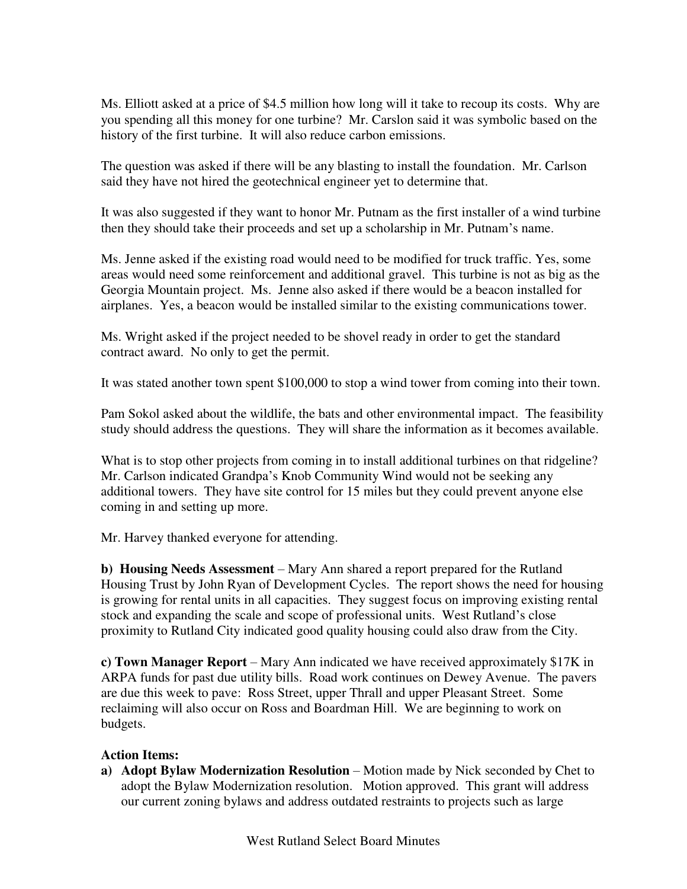Ms. Elliott asked at a price of $4.5 million how long will it take to recoup its costs. Why are you spending all this money for one turbine? Mr. Carslon said it was symbolic based on the history of the first turbine. It will also reduce carbon emissions.

The question was asked if there will be any blasting to install the foundation. Mr. Carlson said they have not hired the geotechnical engineer yet to determine that.

It was also suggested if they want to honor Mr. Putnam as the first installer of a wind turbine then they should take their proceeds and set up a scholarship in Mr. Putnam's name.

Ms. Jenne asked if the existing road would need to be modified for truck traffic. Yes, some areas would need some reinforcement and additional gravel. This turbine is not as big as the Georgia Mountain project. Ms. Jenne also asked if there would be a beacon installed for airplanes. Yes, a beacon would be installed similar to the existing communications tower.

Ms. Wright asked if the project needed to be shovel ready in order to get the standard contract award. No only to get the permit.

It was stated another town spent $100,000 to stop a wind tower from coming into their town.

Pam Sokol asked about the wildlife, the bats and other environmental impact. The feasibility study should address the questions. They will share the information as it becomes available.

What is to stop other projects from coming in to install additional turbines on that ridgeline? Mr. Carlson indicated Grandpa's Knob Community Wind would not be seeking any additional towers. They have site control for 15 miles but they could prevent anyone else coming in and setting up more.

Mr. Harvey thanked everyone for attending.

**b) Housing Needs Assessment** – Mary Ann shared a report prepared for the Rutland Housing Trust by John Ryan of Development Cycles. The report shows the need for housing is growing for rental units in all capacities. They suggest focus on improving existing rental stock and expanding the scale and scope of professional units. West Rutland's close proximity to Rutland City indicated good quality housing could also draw from the City.

**c) Town Manager Report** – Mary Ann indicated we have received approximately $17K in ARPA funds for past due utility bills. Road work continues on Dewey Avenue. The pavers are due this week to pave: Ross Street, upper Thrall and upper Pleasant Street. Some reclaiming will also occur on Ross and Boardman Hill. We are beginning to work on budgets.

**Action Items:**

a) **Adopt Bylaw Modernization Resolution** – Motion made by Nick seconded by Chet to adopt the Bylaw Modernization resolution. Motion approved. This grant will address our current zoning bylaws and address outdated restraints to projects such as large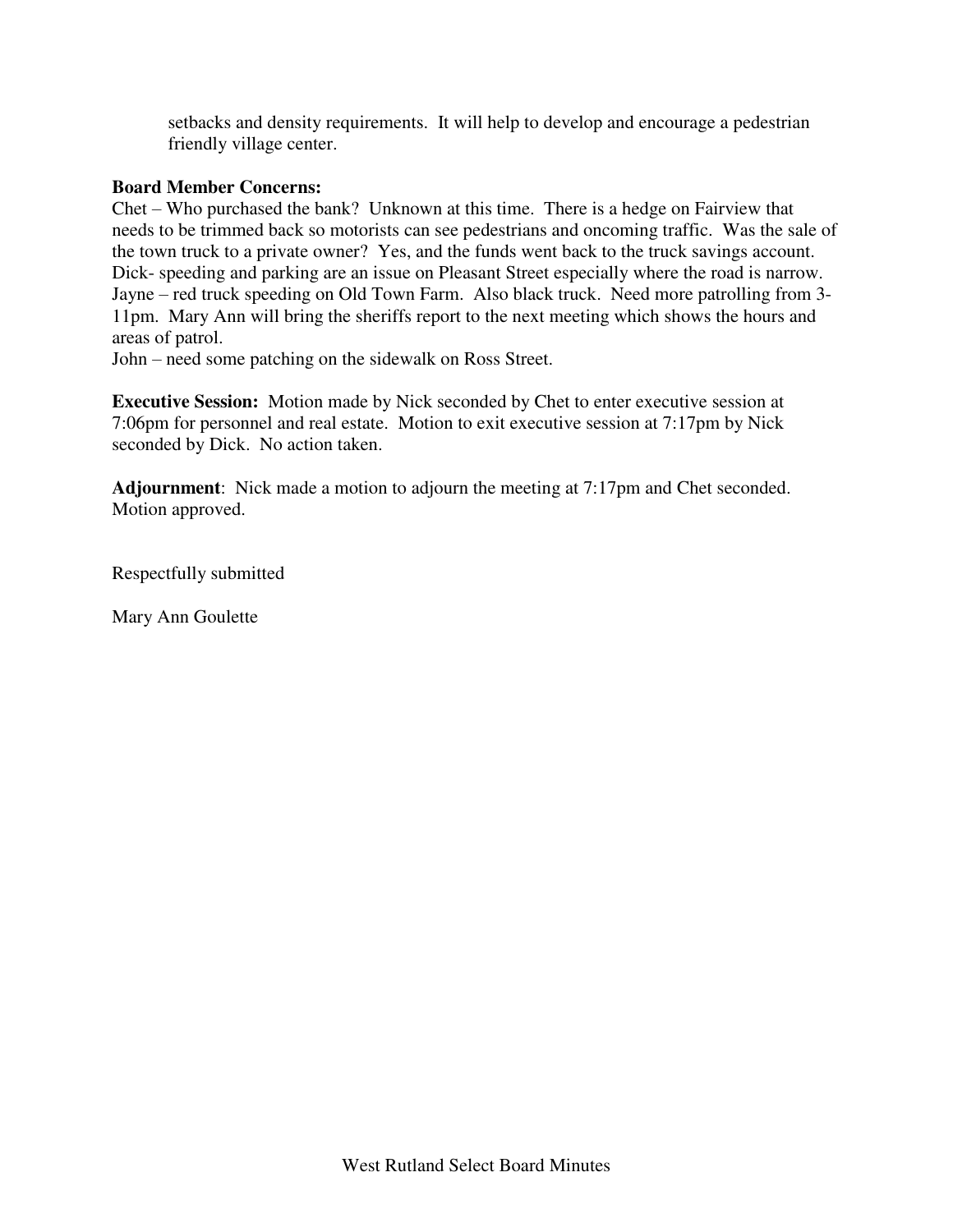setbacks and density requirements. It will help to develop and encourage a pedestrian friendly village center.

**Board Member Concerns:**

Chet – Who purchased the bank? Unknown at this time. There is a hedge on Fairview that needs to be trimmed back so motorists can see pedestrians and oncoming traffic. Was the sale of the town truck to a private owner? Yes, and the funds went back to the truck savings account.

Dick- speeding and parking are an issue on Pleasant Street especially where the road is narrow.

Jayne – red truck speeding on Old Town Farm. Also black truck. Need more patrolling from 3-11pm. Mary Ann will bring the sheriffs report to the next meeting which shows the hours and areas of patrol.

John – need some patching on the sidewalk on Ross Street.

**Executive Session:** Motion made by Nick seconded by Chet to enter executive session at 7:06pm for personnel and real estate. Motion to exit executive session at 7:17pm by Nick seconded by Dick. No action taken.

**Adjournment**: Nick made a motion to adjourn the meeting at 7:17pm and Chet seconded. Motion approved.

Respectfully submitted

Mary Ann Goulette